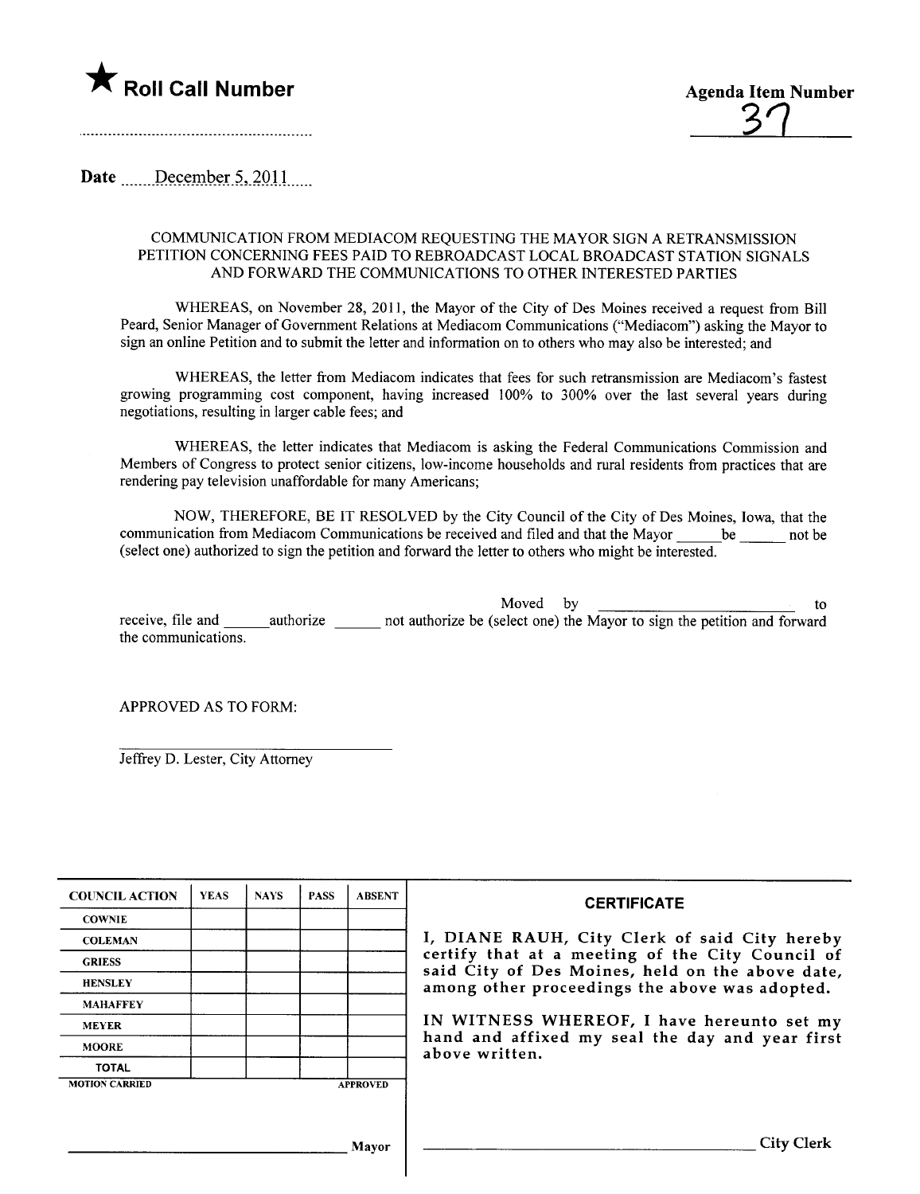★ **Roll Call Number**

..........................................................

**Agenda Item Number**

37

**Date** December 5, 2011

COMMUNICATION FROM MEDIACOM REQUESTING THE MAYOR SIGN A RETRANSMISSION PETITION CONCERNING FEES PAID TO REBROADCAST LOCAL BROADCAST STATION SIGNALS AND FORWARD THE COMMUNICATIONS TO OTHER INTERESTED PARTIES

WHEREAS, on November 28, 2011, the Mayor of the City of Des Moines received a request from Bill Peard, Senior Manager of Government Relations at Mediacom Communications ("Mediacom") asking the Mayor to sign an online Petition and to submit the letter and information on to others who may also be interested; and

WHEREAS, the letter from Mediacom indicates that fees for such retransmission are Mediacom's fastest growing programming cost component, having increased 100% to 300% over the last several years during negotiations, resulting in larger cable fees; and

WHEREAS, the letter indicates that Mediacom is asking the Federal Communications Commission and Members of Congress to protect senior citizens, low-income households and rural residents from practices that are rendering pay television unaffordable for many Americans;

NOW, THEREFORE, BE IT RESOLVED by the City Council of the City of Des Moines, Iowa, that the communication from Mediacom Communications be received and filed and that the Mayor \_\_\_\_\_ be \_\_\_\_\_ not be (select one) authorized to sign the petition and forward the letter to others who might be interested.

Moved by \_\_\_\_\_\_\_\_\_\_\_\_\_\_\_\_\_\_\_\_\_\_\_\_ to receive, file and \_\_\_\_\_ authorize \_\_\_\_\_ not authorize be (select one) the Mayor to sign the petition and forward the communications.

APPROVED AS TO FORM:

\_\_\_\_\_\_\_\_\_\_\_\_\_\_\_\_\_\_\_\_\_\_\_\_\_\_\_\_\_\_\_\_

Jeffrey D. Lester, City Attorney

| COUNCIL ACTION | YEAS | NAYS | PASS | ABSENT |
|---|---|---|---|---|
| COWNIE | | | | |
| COLEMAN | | | | |
| GRIESS | | | | |
| HENSLEY | | | | |
| MAHAFFEY | | | | |
| MEYER | | | | |
| MOORE | | | | |
| TOTAL | | | | |

MOTION CARRIED APPROVED

\_\_\_\_\_\_\_\_\_\_\_\_\_\_\_\_\_\_\_\_\_\_\_\_\_\_\_\_\_\_ Mayor

**CERTIFICATE**

I, DIANE RAUH, City Clerk of said City hereby certify that at a meeting of the City Council of said City of Des Moines, held on the above date, among other proceedings the above was adopted.

IN WITNESS WHEREOF, I have hereunto set my hand and affixed my seal the day and year first above written.

\_\_\_\_\_\_\_\_\_\_\_\_\_\_\_\_\_\_\_\_\_\_\_\_\_\_\_\_\_\_ City Clerk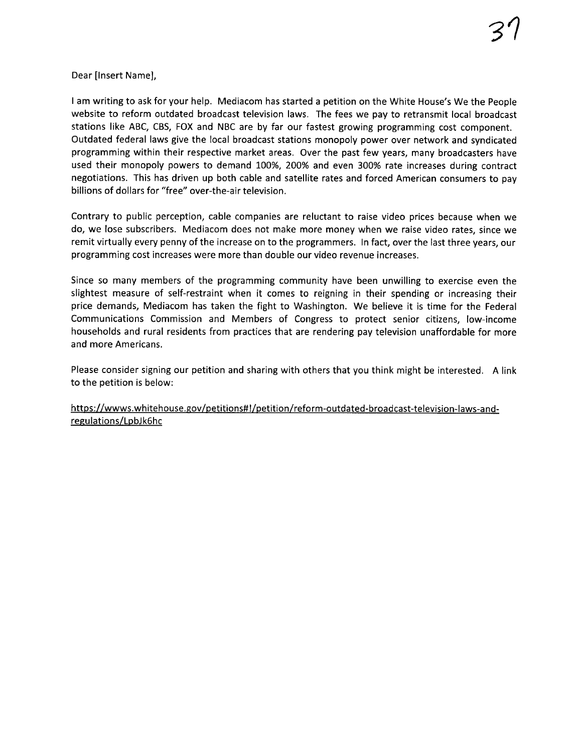Dear [Insert Name],

I am writing to ask for your help. Mediacom has started a petition on the White House's We the People website to reform outdated broadcast television laws. The fees we pay to retransmit local broadcast stations like ABC, CBS, FOX and NBC are by far our fastest growing programming cost component. Outdated federal laws give the local broadcast stations monopoly power over network and syndicated programming within their respective market areas. Over the past few years, many broadcasters have used their monopoly powers to demand 100%, 200% and even 300% rate increases during contract negotiations. This has driven up both cable and satellite rates and forced American consumers to pay billions of dollars for "free" over-the-air television.

Contrary to public perception, cable companies are reluctant to raise video prices because when we do, we lose subscribers. Mediacom does not make more money when we raise video rates, since we remit virtually every penny of the increase on to the programmers. In fact, over the last three years, our programming cost increases were more than double our video revenue increases.

Since so many members of the programming community have been unwilling to exercise even the slightest measure of self-restraint when it comes to reigning in their spending or increasing their price demands, Mediacom has taken the fight to Washington. We believe it is time for the Federal Communications Commission and Members of Congress to protect senior citizens, low-income households and rural residents from practices that are rendering pay television unaffordable for more and more Americans.

Please consider signing our petition and sharing with others that you think might be interested. A link to the petition is below:

https://wwws.whitehouse.gov/petitions#!/petition/reform-outdated-broadcast-television-laws-and-regulations/LpbJk6hc